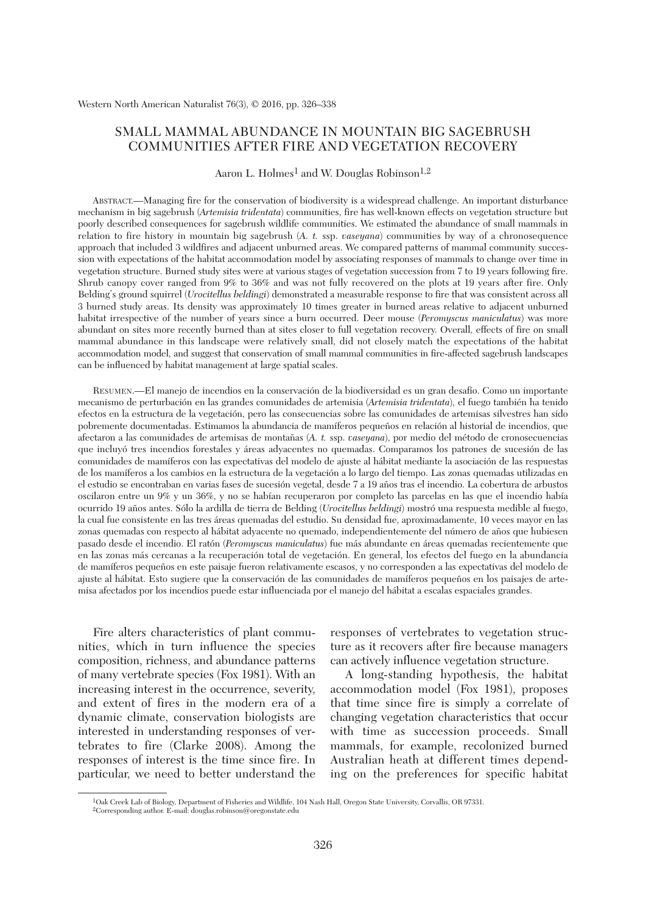# SMALL MAMMAL ABUNDANCE IN MOUNTAIN BIG SAGEBRUSH COMMUNITIES AFTER FIRE AND VEGETATION RECOVERY

Aaron L. Holmes[1] and W. Douglas Robinson[1,2]

ABSTRACT.—Managing fire for the conservation of biodiversity is a widespread challenge. An important disturbance mechanism in big sagebrush (*Artemisia tridentata*) communities, fire has well-known effects on vegetation structure but poorly described consequences for sagebrush wildlife communities. We estimated the abundance of small mammals in relation to fire history in mountain big sagebrush (*A. t.* ssp. *vaseyana*) communities by way of a chronosequence approach that included 3 wildfires and adjacent unburned areas. We compared patterns of mammal community succession with expectations of the habitat accommodation model by associating responses of mammals to change over time in vegetation structure. Burned study sites were at various stages of vegetation succession from 7 to 19 years following fire. Shrub canopy cover ranged from 9% to 36% and was not fully recovered on the plots at 19 years after fire. Only Belding's ground squirrel (*Urocitellus beldingi*) demonstrated a measurable response to fire that was consistent across all 3 burned study areas. Its density was approximately 10 times greater in burned areas relative to adjacent unburned habitat irrespective of the number of years since a burn occurred. Deer mouse (*Peromyscus maniculatus*) was more abundant on sites more recently burned than at sites closer to full vegetation recovery. Overall, effects of fire on small mammal abundance in this landscape were relatively small, did not closely match the expectations of the habitat accommodation model, and suggest that conservation of small mammal communities in fire-affected sagebrush landscapes can be influenced by habitat management at large spatial scales.

RESUMEN.—El manejo de incendios en la conservación de la biodiversidad es un gran desafío. Como un importante mecanismo de perturbación en las grandes comunidades de artemisia (*Artemisia tridentata*), el fuego también ha tenido efectos en la estructura de la vegetación, pero las consecuencias sobre las comunidades de artemisas silvestres han sido pobremente documentadas. Estimamos la abundancia de mamíferos pequeños en relación al historial de incendios, que afectaron a las comunidades de artemisas de montañas (*A. t.* ssp. *vaseyana*), por medio del método de cronosecuencias que incluyó tres incendios forestales y áreas adyacentes no quemadas. Comparamos los patrones de sucesión de las comunidades de mamíferos con las expectativas del modelo de ajuste al hábitat mediante la asociación de las respuestas de los mamíferos a los cambios en la estructura de la vegetación a lo largo del tiempo. Las zonas quemadas utilizadas en el estudio se encontraban en varias fases de sucesión vegetal, desde 7 a 19 años tras el incendio. La cobertura de arbustos oscilaron entre un 9% y un 36%, y no se habían recuperaron por completo las parcelas en las que el incendio había ocurrido 19 años antes. Sólo la ardilla de tierra de Belding (*Urocitellus beldingi*) mostró una respuesta medible al fuego, la cual fue consistente en las tres áreas quemadas del estudio. Su densidad fue, aproximadamente, 10 veces mayor en las zonas quemadas con respecto al hábitat adyacente no quemado, independientemente del número de años que hubiesen pasado desde el incendio. El ratón (*Peromyscus maniculatus*) fue más abundante en áreas quemadas recientemente que en las zonas más cercanas a la recuperación total de vegetación. En general, los efectos del fuego en la abundancia de mamíferos pequeños en este paisaje fueron relativamente escasos, y no corresponden a las expectativas del modelo de ajuste al hábitat. Esto sugiere que la conservación de las comunidades de mamíferos pequeños en los paisajes de artemisa afectados por los incendios puede estar influenciada por el manejo del hábitat a escalas espaciales grandes.

Fire alters characteristics of plant communities, which in turn influence the species composition, richness, and abundance patterns of many vertebrate species (Fox 1981). With an increasing interest in the occurrence, severity, and extent of fires in the modern era of a dynamic climate, conservation biologists are interested in understanding responses of vertebrates to fire (Clarke 2008). Among the responses of interest is the time since fire. In particular, we need to better understand the responses of vertebrates to vegetation structure as it recovers after fire because managers can actively influence vegetation structure.

A long-standing hypothesis, the habitat accommodation model (Fox 1981), proposes that time since fire is simply a correlate of changing vegetation characteristics that occur with time as succession proceeds. Small mammals, for example, recolonized burned Australian heath at different times depending on the preferences for specific habitat

[1]Oak Creek Lab of Biology, Department of Fisheries and Wildlife, 104 Nash Hall, Oregon State University, Corvallis, OR 97331.
[2]Corresponding author. E-mail: douglas.robinson@oregonstate.edu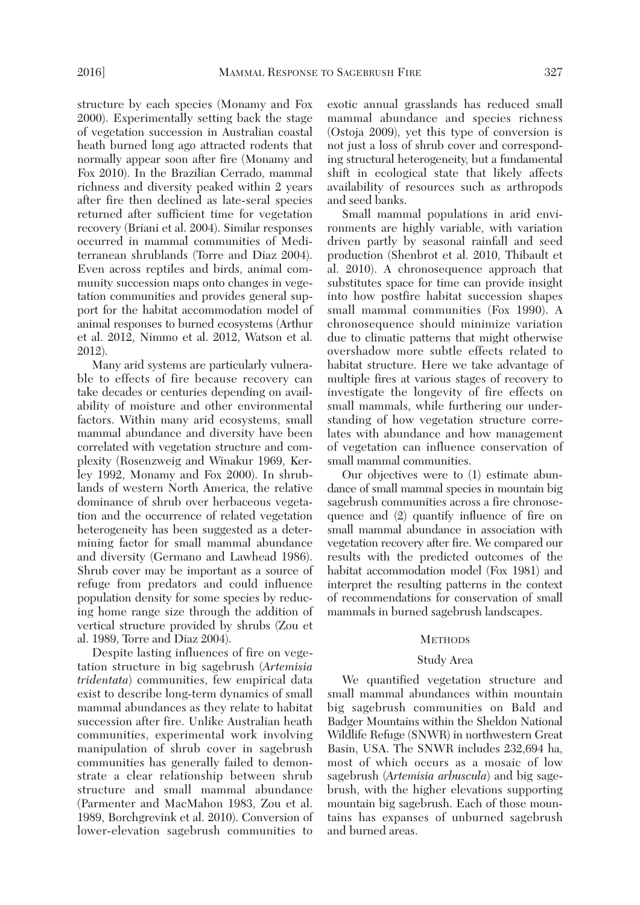structure by each species (Monamy and Fox 2000). Experimentally setting back the stage of vegetation succession in Australian coastal heath burned long ago attracted rodents that normally appear soon after fire (Monamy and Fox 2010). In the Brazilian Cerrado, mammal richness and diversity peaked within 2 years after fire then declined as late-seral species returned after sufficient time for vegetation recovery (Briani et al. 2004). Similar responses occurred in mammal communities of Mediterranean shrublands (Torre and Diaz 2004). Even across reptiles and birds, animal community succession maps onto changes in vegetation communities and provides general support for the habitat accommodation model of animal responses to burned ecosystems (Arthur et al. 2012, Nimmo et al. 2012, Watson et al. 2012).

Many arid systems are particularly vulnerable to effects of fire because recovery can take decades or centuries depending on availability of moisture and other environmental factors. Within many arid ecosystems, small mammal abundance and diversity have been correlated with vegetation structure and complexity (Rosenzweig and Winakur 1969, Kerley 1992, Monamy and Fox 2000). In shrublands of western North America, the relative dominance of shrub over herbaceous vegetation and the occurrence of related vegetation heterogeneity has been suggested as a determining factor for small mammal abundance and diversity (Germano and Lawhead 1986). Shrub cover may be important as a source of refuge from predators and could influence population density for some species by reducing home range size through the addition of vertical structure provided by shrubs (Zou et al. 1989, Torre and Diaz 2004).

Despite lasting influences of fire on vegetation structure in big sagebrush (*Artemisia tridentata*) communities, few empirical data exist to describe long-term dynamics of small mammal abundances as they relate to habitat succession after fire. Unlike Australian heath communities, experimental work involving manipulation of shrub cover in sagebrush communities has generally failed to demonstrate a clear relationship between shrub structure and small mammal abundance (Parmenter and MacMahon 1983, Zou et al. 1989, Borchgrevink et al. 2010). Conversion of lower-elevation sagebrush communities to exotic annual grasslands has reduced small mammal abundance and species richness (Ostoja 2009), yet this type of conversion is not just a loss of shrub cover and corresponding structural heterogeneity, but a fundamental shift in ecological state that likely affects availability of resources such as arthropods and seed banks.

Small mammal populations in arid environments are highly variable, with variation driven partly by seasonal rainfall and seed production (Shenbrot et al. 2010, Thibault et al. 2010). A chronosequence approach that substitutes space for time can provide insight into how postfire habitat succession shapes small mammal communities (Fox 1990). A chronosequence should minimize variation due to climatic patterns that might otherwise overshadow more subtle effects related to habitat structure. Here we take advantage of multiple fires at various stages of recovery to investigate the longevity of fire effects on small mammals, while furthering our understanding of how vegetation structure correlates with abundance and how management of vegetation can influence conservation of small mammal communities.

Our objectives were to (1) estimate abundance of small mammal species in mountain big sagebrush communities across a fire chronosequence and (2) quantify influence of fire on small mammal abundance in association with vegetation recovery after fire. We compared our results with the predicted outcomes of the habitat accommodation model (Fox 1981) and interpret the resulting patterns in the context of recommendations for conservation of small mammals in burned sagebrush landscapes.

## Methods

### Study Area

We quantified vegetation structure and small mammal abundances within mountain big sagebrush communities on Bald and Badger Mountains within the Sheldon National Wildlife Refuge (SNWR) in northwestern Great Basin, USA. The SNWR includes 232,694 ha, most of which occurs as a mosaic of low sagebrush (*Artemisia arbuscula*) and big sagebrush, with the higher elevations supporting mountain big sagebrush. Each of those mountains has expanses of unburned sagebrush and burned areas.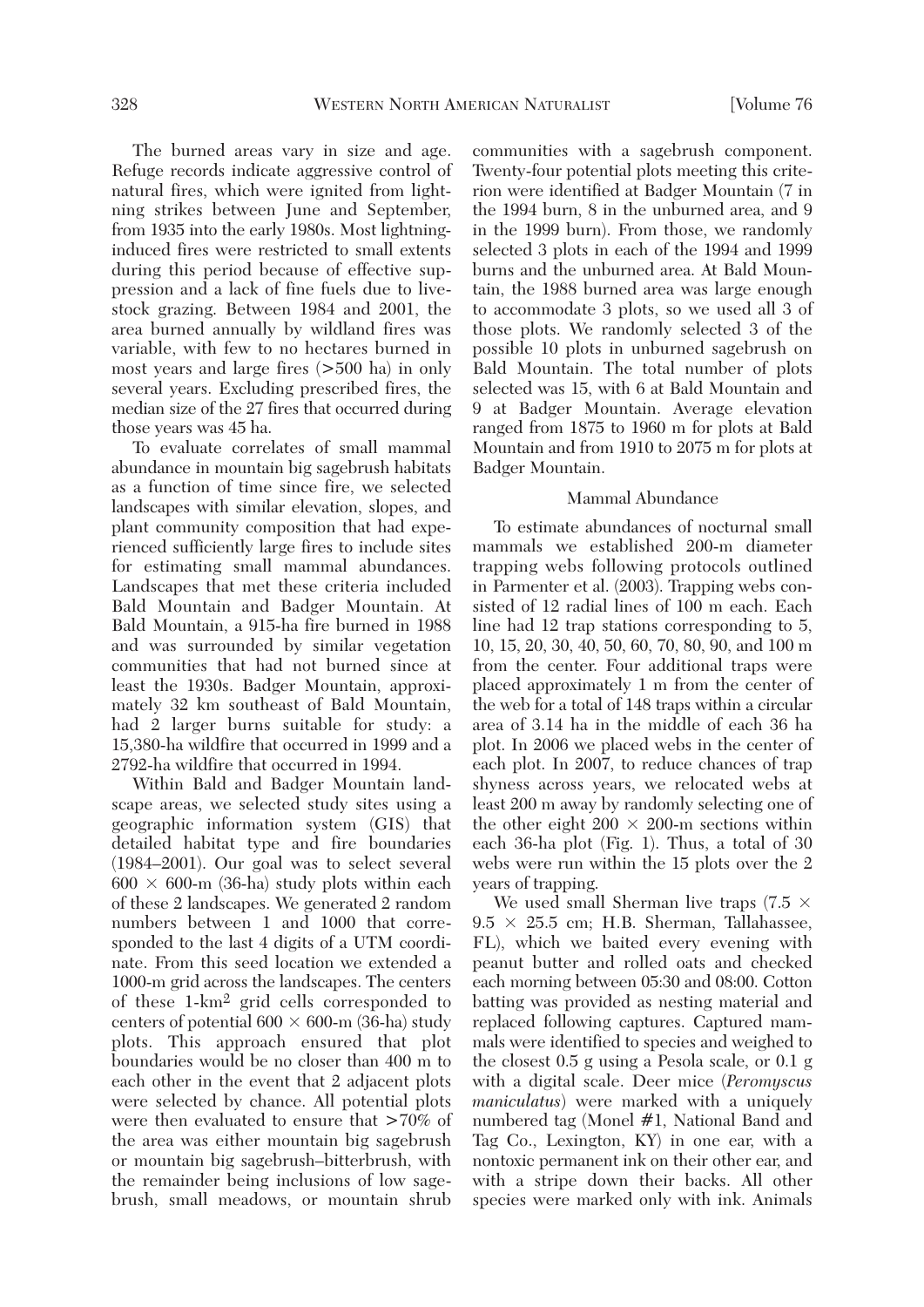The burned areas vary in size and age. Refuge records indicate aggressive control of natural fires, which were ignited from lightning strikes between June and September, from 1935 into the early 1980s. Most lightning-induced fires were restricted to small extents during this period because of effective suppression and a lack of fine fuels due to livestock grazing. Between 1984 and 2001, the area burned annually by wildland fires was variable, with few to no hectares burned in most years and large fires (>500 ha) in only several years. Excluding prescribed fires, the median size of the 27 fires that occurred during those years was 45 ha.

To evaluate correlates of small mammal abundance in mountain big sagebrush habitats as a function of time since fire, we selected landscapes with similar elevation, slopes, and plant community composition that had experienced sufficiently large fires to include sites for estimating small mammal abundances. Landscapes that met these criteria included Bald Mountain and Badger Mountain. At Bald Mountain, a 915-ha fire burned in 1988 and was surrounded by similar vegetation communities that had not burned since at least the 1930s. Badger Mountain, approximately 32 km southeast of Bald Mountain, had 2 larger burns suitable for study: a 15,380-ha wildfire that occurred in 1999 and a 2792-ha wildfire that occurred in 1994.

Within Bald and Badger Mountain landscape areas, we selected study sites using a geographic information system (GIS) that detailed habitat type and fire boundaries (1984–2001). Our goal was to select several $600 \times 600$-m (36-ha) study plots within each of these 2 landscapes. We generated 2 random numbers between 1 and 1000 that corresponded to the last 4 digits of a UTM coordinate. From this seed location we extended a 1000-m grid across the landscapes. The centers of these 1-km$^2$ grid cells corresponded to centers of potential $600 \times 600$-m (36-ha) study plots. This approach ensured that plot boundaries would be no closer than 400 m to each other in the event that 2 adjacent plots were selected by chance. All potential plots were then evaluated to ensure that >70% of the area was either mountain big sagebrush or mountain big sagebrush–bitterbrush, with the remainder being inclusions of low sagebrush, small meadows, or mountain shrub communities with a sagebrush component. Twenty-four potential plots meeting this criterion were identified at Badger Mountain (7 in the 1994 burn, 8 in the unburned area, and 9 in the 1999 burn). From those, we randomly selected 3 plots in each of the 1994 and 1999 burns and the unburned area. At Bald Mountain, the 1988 burned area was large enough to accommodate 3 plots, so we used all 3 of those plots. We randomly selected 3 of the possible 10 plots in unburned sagebrush on Bald Mountain. The total number of plots selected was 15, with 6 at Bald Mountain and 9 at Badger Mountain. Average elevation ranged from 1875 to 1960 m for plots at Bald Mountain and from 1910 to 2075 m for plots at Badger Mountain.

### Mammal Abundance

To estimate abundances of nocturnal small mammals we established 200-m diameter trapping webs following protocols outlined in Parmenter et al. (2003). Trapping webs consisted of 12 radial lines of 100 m each. Each line had 12 trap stations corresponding to 5, 10, 15, 20, 30, 40, 50, 60, 70, 80, 90, and 100 m from the center. Four additional traps were placed approximately 1 m from the center of the web for a total of 148 traps within a circular area of 3.14 ha in the middle of each 36 ha plot. In 2006 we placed webs in the center of each plot. In 2007, to reduce chances of trap shyness across years, we relocated webs at least 200 m away by randomly selecting one of the other eight $200 \times 200$-m sections within each 36-ha plot (Fig. 1). Thus, a total of 30 webs were run within the 15 plots over the 2 years of trapping.

We used small Sherman live traps ($7.5 \times 9.5 \times 25.5$ cm; H.B. Sherman, Tallahassee, FL), which we baited every evening with peanut butter and rolled oats and checked each morning between 05:30 and 08:00. Cotton batting was provided as nesting material and replaced following captures. Captured mammals were identified to species and weighed to the closest 0.5 g using a Pesola scale, or 0.1 g with a digital scale. Deer mice (*Peromyscus maniculatus*) were marked with a uniquely numbered tag (Monel #1, National Band and Tag Co., Lexington, KY) in one ear, with a nontoxic permanent ink on their other ear, and with a stripe down their backs. All other species were marked only with ink. Animals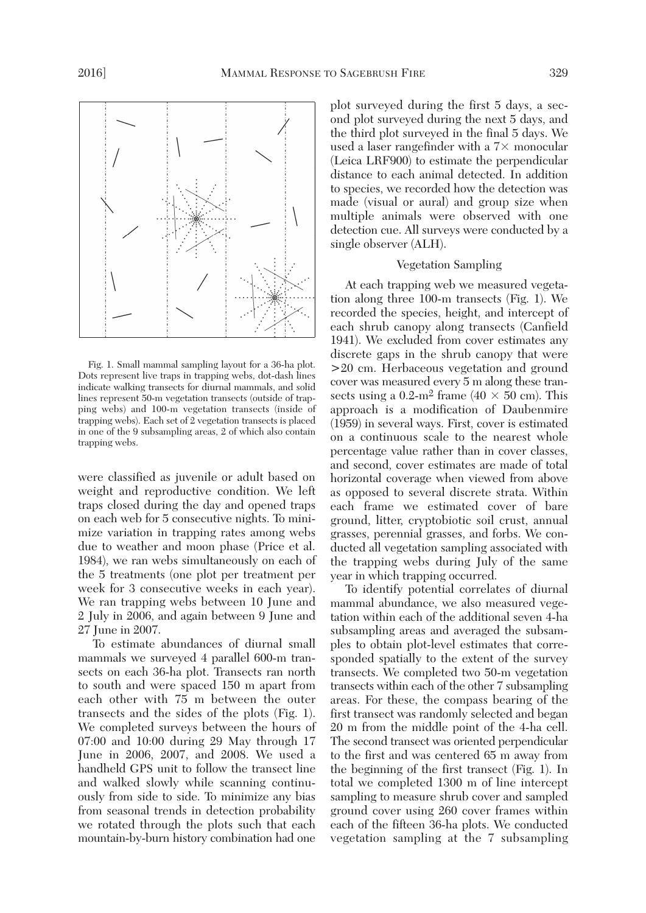Fig. 1. Small mammal sampling layout for a 36-ha plot. Dots represent live traps in trapping webs, dot-dash lines indicate walking transects for diurnal mammals, and solid lines represent 50-m vegetation transects (outside of trapping webs) and 100-m vegetation transects (inside of trapping webs). Each set of 2 vegetation transects is placed in one of the 9 subsampling areas, 2 of which also contain trapping webs.

were classified as juvenile or adult based on weight and reproductive condition. We left traps closed during the day and opened traps on each web for 5 consecutive nights. To minimize variation in trapping rates among webs due to weather and moon phase (Price et al. 1984), we ran webs simultaneously on each of the 5 treatments (one plot per treatment per week for 3 consecutive weeks in each year). We ran trapping webs between 10 June and 2 July in 2006, and again between 9 June and 27 June in 2007.

To estimate abundances of diurnal small mammals we surveyed 4 parallel 600-m transects on each 36-ha plot. Transects ran north to south and were spaced 150 m apart from each other with 75 m between the outer transects and the sides of the plots (Fig. 1). We completed surveys between the hours of 07:00 and 10:00 during 29 May through 17 June in 2006, 2007, and 2008. We used a handheld GPS unit to follow the transect line and walked slowly while scanning continuously from side to side. To minimize any bias from seasonal trends in detection probability we rotated through the plots such that each mountain-by-burn history combination had one plot surveyed during the first 5 days, a second plot surveyed during the next 5 days, and the third plot surveyed in the final 5 days. We used a laser rangefinder with a 7× monocular (Leica LRF900) to estimate the perpendicular distance to each animal detected. In addition to species, we recorded how the detection was made (visual or aural) and group size when multiple animals were observed with one detection cue. All surveys were conducted by a single observer (ALH).

### Vegetation Sampling

At each trapping web we measured vegetation along three 100-m transects (Fig. 1). We recorded the species, height, and intercept of each shrub canopy along transects (Canfield 1941). We excluded from cover estimates any discrete gaps in the shrub canopy that were >20 cm. Herbaceous vegetation and ground cover was measured every 5 m along these transects using a 0.2-m$^2$ frame (40 × 50 cm). This approach is a modification of Daubenmire (1959) in several ways. First, cover is estimated on a continuous scale to the nearest whole percentage value rather than in cover classes, and second, cover estimates are made of total horizontal coverage when viewed from above as opposed to several discrete strata. Within each frame we estimated cover of bare ground, litter, cryptobiotic soil crust, annual grasses, perennial grasses, and forbs. We conducted all vegetation sampling associated with the trapping webs during July of the same year in which trapping occurred.

To identify potential correlates of diurnal mammal abundance, we also measured vegetation within each of the additional seven 4-ha subsampling areas and averaged the subsamples to obtain plot-level estimates that corresponded spatially to the extent of the survey transects. We completed two 50-m vegetation transects within each of the other 7 subsampling areas. For these, the compass bearing of the first transect was randomly selected and began 20 m from the middle point of the 4-ha cell. The second transect was oriented perpendicular to the first and was centered 65 m away from the beginning of the first transect (Fig. 1). In total we completed 1300 m of line intercept sampling to measure shrub cover and sampled ground cover using 260 cover frames within each of the fifteen 36-ha plots. We conducted vegetation sampling at the 7 subsampling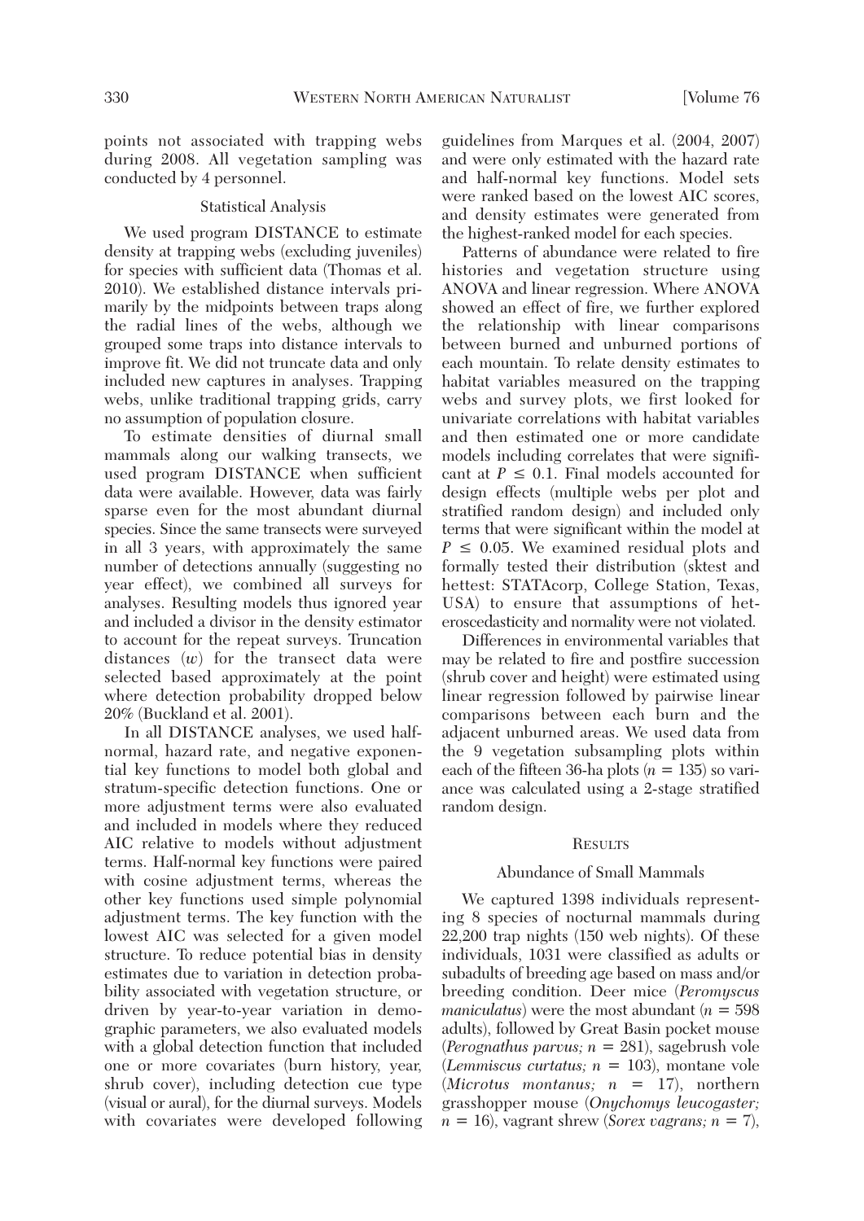points not associated with trapping webs during 2008. All vegetation sampling was conducted by 4 personnel.

### Statistical Analysis

We used program DISTANCE to estimate density at trapping webs (excluding juveniles) for species with sufficient data (Thomas et al. 2010). We established distance intervals primarily by the midpoints between traps along the radial lines of the webs, although we grouped some traps into distance intervals to improve fit. We did not truncate data and only included new captures in analyses. Trapping webs, unlike traditional trapping grids, carry no assumption of population closure.

To estimate densities of diurnal small mammals along our walking transects, we used program DISTANCE when sufficient data were available. However, data was fairly sparse even for the most abundant diurnal species. Since the same transects were surveyed in all 3 years, with approximately the same number of detections annually (suggesting no year effect), we combined all surveys for analyses. Resulting models thus ignored year and included a divisor in the density estimator to account for the repeat surveys. Truncation distances ($w$) for the transect data were selected based approximately at the point where detection probability dropped below 20% (Buckland et al. 2001).

In all DISTANCE analyses, we used half-normal, hazard rate, and negative exponential key functions to model both global and stratum-specific detection functions. One or more adjustment terms were also evaluated and included in models where they reduced AIC relative to models without adjustment terms. Half-normal key functions were paired with cosine adjustment terms, whereas the other key functions used simple polynomial adjustment terms. The key function with the lowest AIC was selected for a given model structure. To reduce potential bias in density estimates due to variation in detection probability associated with vegetation structure, or driven by year-to-year variation in demographic parameters, we also evaluated models with a global detection function that included one or more covariates (burn history, year, shrub cover), including detection cue type (visual or aural), for the diurnal surveys. Models with covariates were developed following guidelines from Marques et al. (2004, 2007) and were only estimated with the hazard rate and half-normal key functions. Model sets were ranked based on the lowest AIC scores, and density estimates were generated from the highest-ranked model for each species.

Patterns of abundance were related to fire histories and vegetation structure using ANOVA and linear regression. Where ANOVA showed an effect of fire, we further explored the relationship with linear comparisons between burned and unburned portions of each mountain. To relate density estimates to habitat variables measured on the trapping webs and survey plots, we first looked for univariate correlations with habitat variables and then estimated one or more candidate models including correlates that were significant at $P \leq 0.1$. Final models accounted for design effects (multiple webs per plot and stratified random design) and included only terms that were significant within the model at $P \leq 0.05$. We examined residual plots and formally tested their distribution (sktest and hettest: STATAcorp, College Station, Texas, USA) to ensure that assumptions of heteroscedasticity and normality were not violated.

Differences in environmental variables that may be related to fire and postfire succession (shrub cover and height) were estimated using linear regression followed by pairwise linear comparisons between each burn and the adjacent unburned areas. We used data from the 9 vegetation subsampling plots within each of the fifteen 36-ha plots ($n = 135$) so variance was calculated using a 2-stage stratified random design.

## Results

### Abundance of Small Mammals

We captured 1398 individuals representing 8 species of nocturnal mammals during 22,200 trap nights (150 web nights). Of these individuals, 1031 were classified as adults or subadults of breeding age based on mass and/or breeding condition. Deer mice (*Peromyscus maniculatus*) were the most abundant ($n = 598$ adults), followed by Great Basin pocket mouse (*Perognathus parvus;* $n = 281$), sagebrush vole (*Lemmiscus curtatus;* $n = 103$), montane vole (*Microtus montanus;* $n = 17$), northern grasshopper mouse (*Onychomys leucogaster;* $n = 16$), vagrant shrew (*Sorex vagrans;* $n = 7$),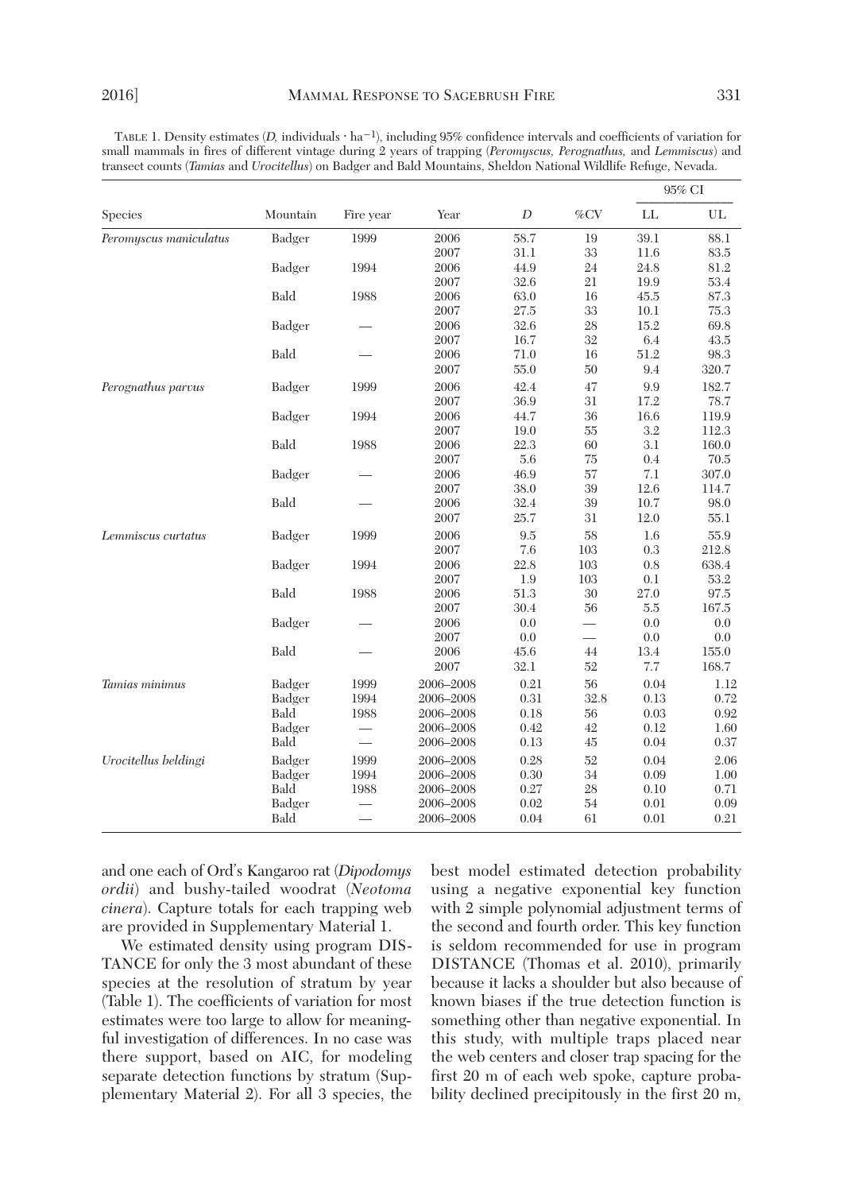TABLE 1. Density estimates ($D$, individuals · ha$^{-1}$), including 95% confidence intervals and coefficients of variation for small mammals in fires of different vintage during 2 years of trapping (*Peromyscus, Perognathus,* and *Lemmiscus*) and transect counts (*Tamias* and *Urocitellus*) on Badger and Bald Mountains, Sheldon National Wildlife Refuge, Nevada.

| Species | Mountain | Fire year | Year | $D$ | %CV | 95% CI | |
|---|---|---|---|---|---|---|---|
| | | | | | | LL | UL |
| *Peromyscus maniculatus* | Badger | 1999 | 2006 | 58.7 | 19 | 39.1 | 88.1 |
| | | | 2007 | 31.1 | 33 | 11.6 | 83.5 |
| | Badger | 1994 | 2006 | 44.9 | 24 | 24.8 | 81.2 |
| | | | 2007 | 32.6 | 21 | 19.9 | 53.4 |
| | Bald | 1988 | 2006 | 63.0 | 16 | 45.5 | 87.3 |
| | | | 2007 | 27.5 | 33 | 10.1 | 75.3 |
| | Badger | — | 2006 | 32.6 | 28 | 15.2 | 69.8 |
| | | | 2007 | 16.7 | 32 | 6.4 | 43.5 |
| | Bald | — | 2006 | 71.0 | 16 | 51.2 | 98.3 |
| | | | 2007 | 55.0 | 50 | 9.4 | 320.7 |
| *Perognathus parvus* | Badger | 1999 | 2006 | 42.4 | 47 | 9.9 | 182.7 |
| | | | 2007 | 36.9 | 31 | 17.2 | 78.7 |
| | Badger | 1994 | 2006 | 44.7 | 36 | 16.6 | 119.9 |
| | | | 2007 | 19.0 | 55 | 3.2 | 112.3 |
| | Bald | 1988 | 2006 | 22.3 | 60 | 3.1 | 160.0 |
| | | | 2007 | 5.6 | 75 | 0.4 | 70.5 |
| | Badger | — | 2006 | 46.9 | 57 | 7.1 | 307.0 |
| | | | 2007 | 38.0 | 39 | 12.6 | 114.7 |
| | Bald | — | 2006 | 32.4 | 39 | 10.7 | 98.0 |
| | | | 2007 | 25.7 | 31 | 12.0 | 55.1 |
| *Lemmiscus curtatus* | Badger | 1999 | 2006 | 9.5 | 58 | 1.6 | 55.9 |
| | | | 2007 | 7.6 | 103 | 0.3 | 212.8 |
| | Badger | 1994 | 2006 | 22.8 | 103 | 0.8 | 638.4 |
| | | | 2007 | 1.9 | 103 | 0.1 | 53.2 |
| | Bald | 1988 | 2006 | 51.3 | 30 | 27.0 | 97.5 |
| | | | 2007 | 30.4 | 56 | 5.5 | 167.5 |
| | Badger | — | 2006 | 0.0 | — | 0.0 | 0.0 |
| | | | 2007 | 0.0 | — | 0.0 | 0.0 |
| | Bald | — | 2006 | 45.6 | 44 | 13.4 | 155.0 |
| | | | 2007 | 32.1 | 52 | 7.7 | 168.7 |
| *Tamias minimus* | Badger | 1999 | 2006–2008 | 0.21 | 56 | 0.04 | 1.12 |
| | Badger | 1994 | 2006–2008 | 0.31 | 32.8 | 0.13 | 0.72 |
| | Bald | 1988 | 2006–2008 | 0.18 | 56 | 0.03 | 0.92 |
| | Badger | — | 2006–2008 | 0.42 | 42 | 0.12 | 1.60 |
| | Bald | — | 2006–2008 | 0.13 | 45 | 0.04 | 0.37 |
| *Urocitellus beldingi* | Badger | 1999 | 2006–2008 | 0.28 | 52 | 0.04 | 2.06 |
| | Badger | 1994 | 2006–2008 | 0.30 | 34 | 0.09 | 1.00 |
| | Bald | 1988 | 2006–2008 | 0.27 | 28 | 0.10 | 0.71 |
| | Badger | — | 2006–2008 | 0.02 | 54 | 0.01 | 0.09 |
| | Bald | — | 2006–2008 | 0.04 | 61 | 0.01 | 0.21 |

and one each of Ord's Kangaroo rat (*Dipodomys ordii*) and bushy-tailed woodrat (*Neotoma cinera*). Capture totals for each trapping web are provided in Supplementary Material 1.

We estimated density using program DISTANCE for only the 3 most abundant of these species at the resolution of stratum by year (Table 1). The coefficients of variation for most estimates were too large to allow for meaningful investigation of differences. In no case was there support, based on AIC, for modeling separate detection functions by stratum (Supplementary Material 2). For all 3 species, the best model estimated detection probability using a negative exponential key function with 2 simple polynomial adjustment terms of the second and fourth order. This key function is seldom recommended for use in program DISTANCE (Thomas et al. 2010), primarily because it lacks a shoulder but also because of known biases if the true detection function is something other than negative exponential. In this study, with multiple traps placed near the web centers and closer trap spacing for the first 20 m of each web spoke, capture probability declined precipitously in the first 20 m,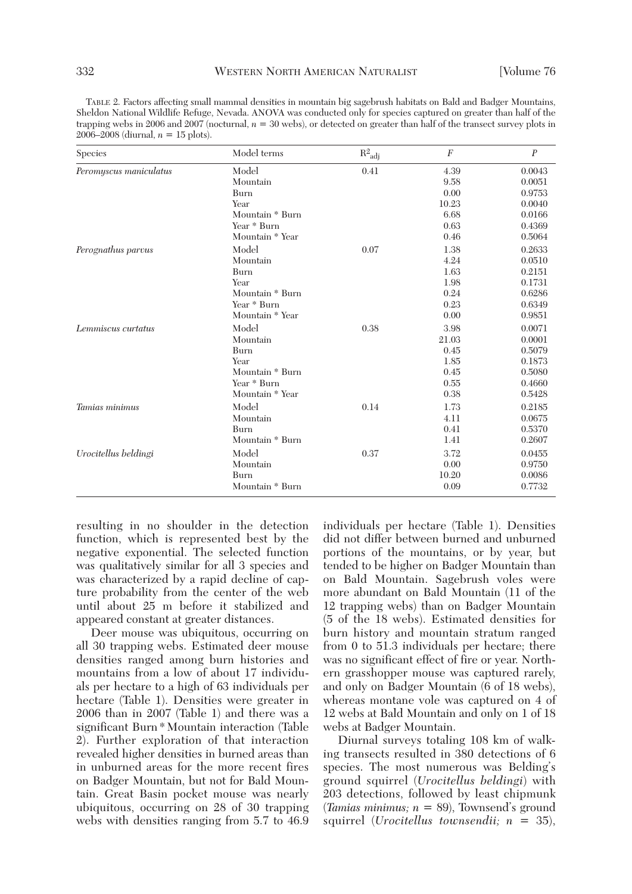TABLE 2. Factors affecting small mammal densities in mountain big sagebrush habitats on Bald and Badger Mountains, Sheldon National Wildlife Refuge, Nevada. ANOVA was conducted only for species captured on greater than half of the trapping webs in 2006 and 2007 (nocturnal, $n = 30$ webs), or detected on greater than half of the transect survey plots in 2006–2008 (diurnal, $n = 15$ plots).

| Species | Model terms | $R^2_{adj}$ | $F$ | $P$ |
|---|---|---|---|---|
| *Peromyscus maniculatus* | Model | 0.41 | 4.39 | 0.0043 |
| | Mountain | | 9.58 | 0.0051 |
| | Burn | | 0.00 | 0.9753 |
| | Year | | 10.23 | 0.0040 |
| | Mountain * Burn | | 6.68 | 0.0166 |
| | Year * Burn | | 0.63 | 0.4369 |
| | Mountain * Year | | 0.46 | 0.5064 |
| *Perognathus parvus* | Model | 0.07 | 1.38 | 0.2633 |
| | Mountain | | 4.24 | 0.0510 |
| | Burn | | 1.63 | 0.2151 |
| | Year | | 1.98 | 0.1731 |
| | Mountain * Burn | | 0.24 | 0.6286 |
| | Year * Burn | | 0.23 | 0.6349 |
| | Mountain * Year | | 0.00 | 0.9851 |
| *Lemmiscus curtatus* | Model | 0.38 | 3.98 | 0.0071 |
| | Mountain | | 21.03 | 0.0001 |
| | Burn | | 0.45 | 0.5079 |
| | Year | | 1.85 | 0.1873 |
| | Mountain * Burn | | 0.45 | 0.5080 |
| | Year * Burn | | 0.55 | 0.4660 |
| | Mountain * Year | | 0.38 | 0.5428 |
| *Tamias minimus* | Model | 0.14 | 1.73 | 0.2185 |
| | Mountain | | 4.11 | 0.0675 |
| | Burn | | 0.41 | 0.5370 |
| | Mountain * Burn | | 1.41 | 0.2607 |
| *Urocitellus beldingi* | Model | 0.37 | 3.72 | 0.0455 |
| | Mountain | | 0.00 | 0.9750 |
| | Burn | | 10.20 | 0.0086 |
| | Mountain * Burn | | 0.09 | 0.7732 |

resulting in no shoulder in the detection function, which is represented best by the negative exponential. The selected function was qualitatively similar for all 3 species and was characterized by a rapid decline of capture probability from the center of the web until about 25 m before it stabilized and appeared constant at greater distances.

Deer mouse was ubiquitous, occurring on all 30 trapping webs. Estimated deer mouse densities ranged among burn histories and mountains from a low of about 17 individuals per hectare to a high of 63 individuals per hectare (Table 1). Densities were greater in 2006 than in 2007 (Table 1) and there was a significant Burn * Mountain interaction (Table 2). Further exploration of that interaction revealed higher densities in burned areas than in unburned areas for the more recent fires on Badger Mountain, but not for Bald Mountain. Great Basin pocket mouse was nearly ubiquitous, occurring on 28 of 30 trapping webs with densities ranging from 5.7 to 46.9 individuals per hectare (Table 1). Densities did not differ between burned and unburned portions of the mountains, or by year, but tended to be higher on Badger Mountain than on Bald Mountain. Sagebrush voles were more abundant on Bald Mountain (11 of the 12 trapping webs) than on Badger Mountain (5 of the 18 webs). Estimated densities for burn history and mountain stratum ranged from 0 to 51.3 individuals per hectare; there was no significant effect of fire or year. Northern grasshopper mouse was captured rarely, and only on Badger Mountain (6 of 18 webs), whereas montane vole was captured on 4 of 12 webs at Bald Mountain and only on 1 of 18 webs at Badger Mountain.

Diurnal surveys totaling 108 km of walking transects resulted in 380 detections of 6 species. The most numerous was Belding's ground squirrel (*Urocitellus beldingi*) with 203 detections, followed by least chipmunk (*Tamias minimus;* $n = 89$), Townsend's ground squirrel (*Urocitellus townsendii;* $n = 35$),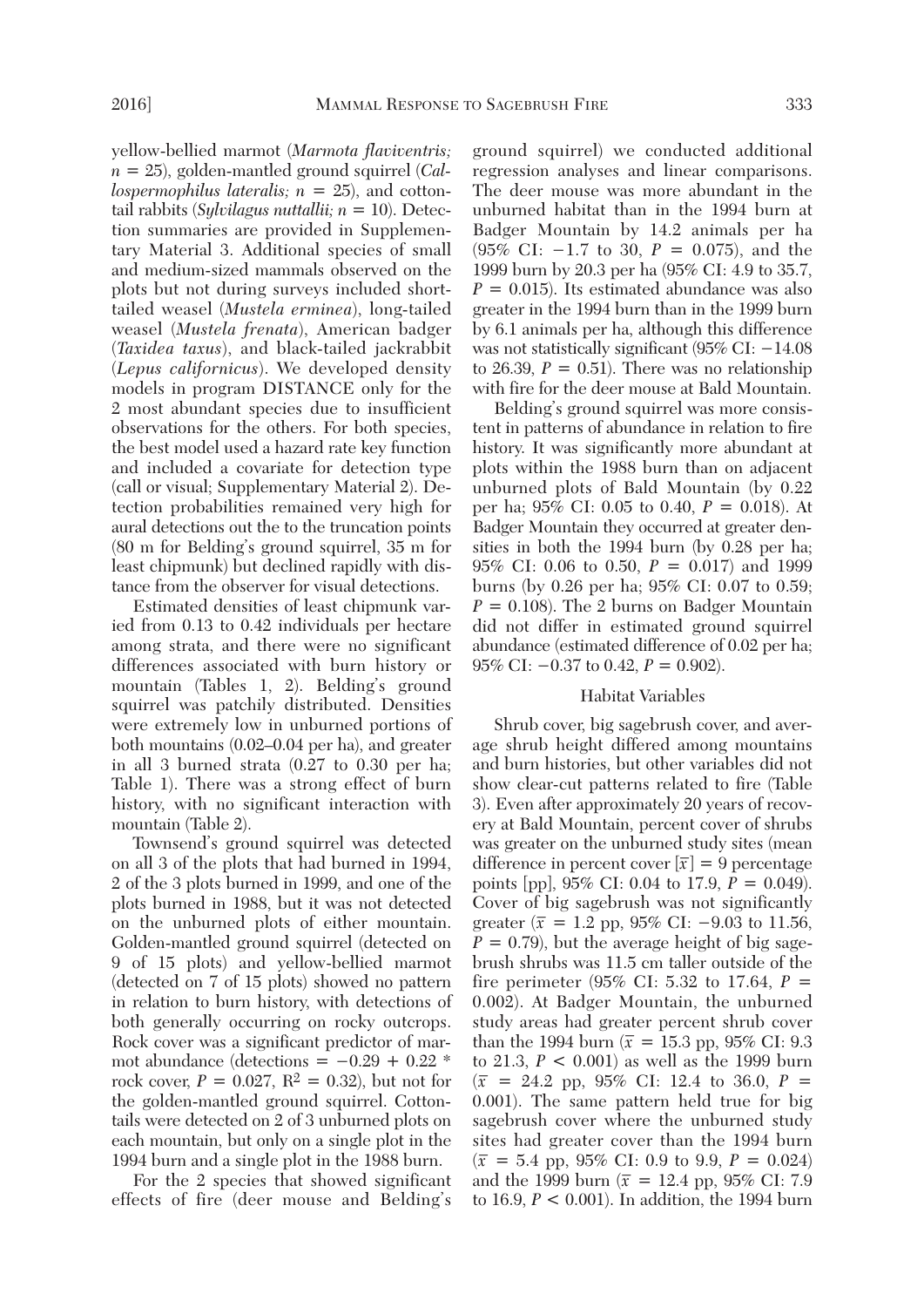yellow-bellied marmot (*Marmota flaviventris;* $n = 25$), golden-mantled ground squirrel (*Callospermophilus lateralis;* $n = 25$), and cottontail rabbits (*Sylvilagus nuttallii;* $n = 10$). Detection summaries are provided in Supplementary Material 3. Additional species of small and medium-sized mammals observed on the plots but not during surveys included short-tailed weasel (*Mustela erminea*), long-tailed weasel (*Mustela frenata*), American badger (*Taxidea taxus*), and black-tailed jackrabbit (*Lepus californicus*). We developed density models in program DISTANCE only for the 2 most abundant species due to insufficient observations for the others. For both species, the best model used a hazard rate key function and included a covariate for detection type (call or visual; Supplementary Material 2). Detection probabilities remained very high for aural detections out the to the truncation points (80 m for Belding's ground squirrel, 35 m for least chipmunk) but declined rapidly with distance from the observer for visual detections.

Estimated densities of least chipmunk varied from 0.13 to 0.42 individuals per hectare among strata, and there were no significant differences associated with burn history or mountain (Tables 1, 2). Belding's ground squirrel was patchily distributed. Densities were extremely low in unburned portions of both mountains (0.02–0.04 per ha), and greater in all 3 burned strata (0.27 to 0.30 per ha; Table 1). There was a strong effect of burn history, with no significant interaction with mountain (Table 2).

Townsend's ground squirrel was detected on all 3 of the plots that had burned in 1994, 2 of the 3 plots burned in 1999, and one of the plots burned in 1988, but it was not detected on the unburned plots of either mountain. Golden-mantled ground squirrel (detected on 9 of 15 plots) and yellow-bellied marmot (detected on 7 of 15 plots) showed no pattern in relation to burn history, with detections of both generally occurring on rocky outcrops. Rock cover was a significant predictor of marmot abundance (detections = $-0.29 + 0.22 *$ rock cover, $P = 0.027$, $R^2 = 0.32$), but not for the golden-mantled ground squirrel. Cottontails were detected on 2 of 3 unburned plots on each mountain, but only on a single plot in the 1994 burn and a single plot in the 1988 burn.

For the 2 species that showed significant effects of fire (deer mouse and Belding's ground squirrel) we conducted additional regression analyses and linear comparisons. The deer mouse was more abundant in the unburned habitat than in the 1994 burn at Badger Mountain by 14.2 animals per ha (95% CI: −1.7 to 30, $P = 0.075$), and the 1999 burn by 20.3 per ha (95% CI: 4.9 to 35.7, $P = 0.015$). Its estimated abundance was also greater in the 1994 burn than in the 1999 burn by 6.1 animals per ha, although this difference was not statistically significant (95% CI: −14.08 to 26.39, $P = 0.51$). There was no relationship with fire for the deer mouse at Bald Mountain.

Belding's ground squirrel was more consistent in patterns of abundance in relation to fire history. It was significantly more abundant at plots within the 1988 burn than on adjacent unburned plots of Bald Mountain (by 0.22 per ha; 95% CI: 0.05 to 0.40, $P = 0.018$). At Badger Mountain they occurred at greater densities in both the 1994 burn (by 0.28 per ha; 95% CI: 0.06 to 0.50, $P = 0.017$) and 1999 burns (by 0.26 per ha; 95% CI: 0.07 to 0.59; $P = 0.108$). The 2 burns on Badger Mountain did not differ in estimated ground squirrel abundance (estimated difference of 0.02 per ha; 95% CI: −0.37 to 0.42, $P = 0.902$).

### Habitat Variables

Shrub cover, big sagebrush cover, and average shrub height differed among mountains and burn histories, but other variables did not show clear-cut patterns related to fire (Table 3). Even after approximately 20 years of recovery at Bald Mountain, percent cover of shrubs was greater on the unburned study sites (mean difference in percent cover [$\bar{x}$] = 9 percentage points [pp], 95% CI: 0.04 to 17.9, $P = 0.049$). Cover of big sagebrush was not significantly greater ($\bar{x} = 1.2$ pp, 95% CI: −9.03 to 11.56, $P = 0.79$), but the average height of big sagebrush shrubs was 11.5 cm taller outside of the fire perimeter (95% CI: 5.32 to 17.64, $P = 0.002$). At Badger Mountain, the unburned study areas had greater percent shrub cover than the 1994 burn ($\bar{x} = 15.3$ pp, 95% CI: 9.3 to 21.3, $P < 0.001$) as well as the 1999 burn ($\bar{x} = 24.2$ pp, 95% CI: 12.4 to 36.0, $P = 0.001$). The same pattern held true for big sagebrush cover where the unburned study sites had greater cover than the 1994 burn ($\bar{x} = 5.4$ pp, 95% CI: 0.9 to 9.9, $P = 0.024$) and the 1999 burn ($\bar{x} = 12.4$ pp, 95% CI: 7.9 to 16.9, $P < 0.001$). In addition, the 1994 burn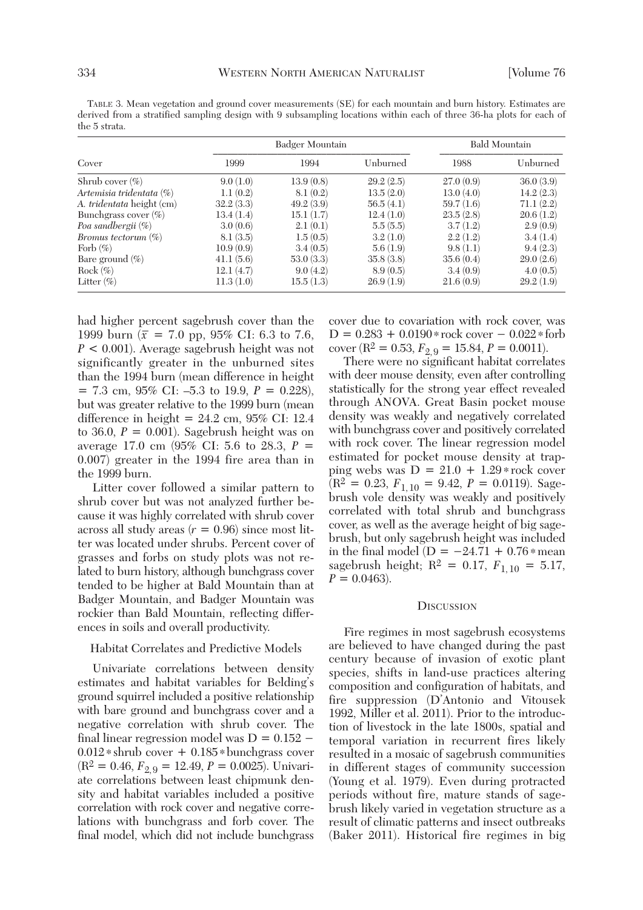TABLE 3. Mean vegetation and ground cover measurements (SE) for each mountain and burn history. Estimates are derived from a stratified sampling design with 9 subsampling locations within each of three 36-ha plots for each of the 5 strata.

| Cover | Badger Mountain | | | Bald Mountain | |
|---|---|---|---|---|---|
| | 1999 | 1994 | Unburned | 1988 | Unburned |
| Shrub cover (%) | 9.0 (1.0) | 13.9 (0.8) | 29.2 (2.5) | 27.0 (0.9) | 36.0 (3.9) |
| *Artemisia tridentata* (%) | 1.1 (0.2) | 8.1 (0.2) | 13.5 (2.0) | 13.0 (4.0) | 14.2 (2.3) |
| *A. tridentata* height (cm) | 32.2 (3.3) | 49.2 (3.9) | 56.5 (4.1) | 59.7 (1.6) | 71.1 (2.2) |
| Bunchgrass cover (%) | 13.4 (1.4) | 15.1 (1.7) | 12.4 (1.0) | 23.5 (2.8) | 20.6 (1.2) |
| *Poa sandbergii* (%) | 3.0 (0.6) | 2.1 (0.1) | 5.5 (5.5) | 3.7 (1.2) | 2.9 (0.9) |
| *Bromus tectorum* (%) | 8.1 (3.5) | 1.5 (0.5) | 3.2 (1.0) | 2.2 (1.2) | 3.4 (1.4) |
| Forb (%) | 10.9 (0.9) | 3.4 (0.5) | 5.6 (1.9) | 9.8 (1.1) | 9.4 (2.3) |
| Bare ground (%) | 41.1 (5.6) | 53.0 (3.3) | 35.8 (3.8) | 35.6 (0.4) | 29.0 (2.6) |
| Rock (%) | 12.1 (4.7) | 9.0 (4.2) | 8.9 (0.5) | 3.4 (0.9) | 4.0 (0.5) |
| Litter (%) | 11.3 (1.0) | 15.5 (1.3) | 26.9 (1.9) | 21.6 (0.9) | 29.2 (1.9) |

had higher percent sagebrush cover than the 1999 burn ($\bar{x}$ = 7.0 pp, 95% CI: 6.3 to 7.6, $P < 0.001$). Average sagebrush height was not significantly greater in the unburned sites than the 1994 burn (mean difference in height = 7.3 cm, 95% CI: –5.3 to 19.9, $P = 0.228$), but was greater relative to the 1999 burn (mean difference in height = 24.2 cm, 95% CI: 12.4 to 36.0, $P = 0.001$). Sagebrush height was on average 17.0 cm (95% CI: 5.6 to 28.3, $P = 0.007$) greater in the 1994 fire area than in the 1999 burn.

Litter cover followed a similar pattern to shrub cover but was not analyzed further because it was highly correlated with shrub cover across all study areas ($r = 0.96$) since most litter was located under shrubs. Percent cover of grasses and forbs on study plots was not related to burn history, although bunchgrass cover tended to be higher at Bald Mountain than at Badger Mountain, and Badger Mountain was rockier than Bald Mountain, reflecting differences in soils and overall productivity.

### Habitat Correlates and Predictive Models

Univariate correlations between density estimates and habitat variables for Belding's ground squirrel included a positive relationship with bare ground and bunchgrass cover and a negative correlation with shrub cover. The final linear regression model was $D = 0.152 - 0.012 * \text{shrub cover} + 0.185 * \text{bunchgrass cover}$ ($R^2 = 0.46$, $F_{2,9} = 12.49$, $P = 0.0025$). Univariate correlations between least chipmunk density and habitat variables included a positive correlation with rock cover and negative correlations with bunchgrass and forb cover. The final model, which did not include bunchgrass cover due to covariation with rock cover, was $D = 0.283 + 0.0190 * \text{rock cover} - 0.022 * \text{forb cover}$ ($R^2 = 0.53$, $F_{2,9} = 15.84$, $P = 0.0011$).

There were no significant habitat correlates with deer mouse density, even after controlling statistically for the strong year effect revealed through ANOVA. Great Basin pocket mouse density was weakly and negatively correlated with bunchgrass cover and positively correlated with rock cover. The linear regression model estimated for pocket mouse density at trapping webs was $D = 21.0 + 1.29 * \text{rock cover}$ ($R^2 = 0.23$, $F_{1,10} = 9.42$, $P = 0.0119$). Sagebrush vole density was weakly and positively correlated with total shrub and bunchgrass cover, as well as the average height of big sagebrush, but only sagebrush height was included in the final model ($D = -24.71 + 0.76 * \text{mean sagebrush height}$; $R^2 = 0.17$, $F_{1,10} = 5.17$, $P = 0.0463$).

## DISCUSSION

Fire regimes in most sagebrush ecosystems are believed to have changed during the past century because of invasion of exotic plant species, shifts in land-use practices altering composition and configuration of habitats, and fire suppression (D'Antonio and Vitousek 1992, Miller et al. 2011). Prior to the introduction of livestock in the late 1800s, spatial and temporal variation in recurrent fires likely resulted in a mosaic of sagebrush communities in different stages of community succession (Young et al. 1979). Even during protracted periods without fire, mature stands of sagebrush likely varied in vegetation structure as a result of climatic patterns and insect outbreaks (Baker 2011). Historical fire regimes in big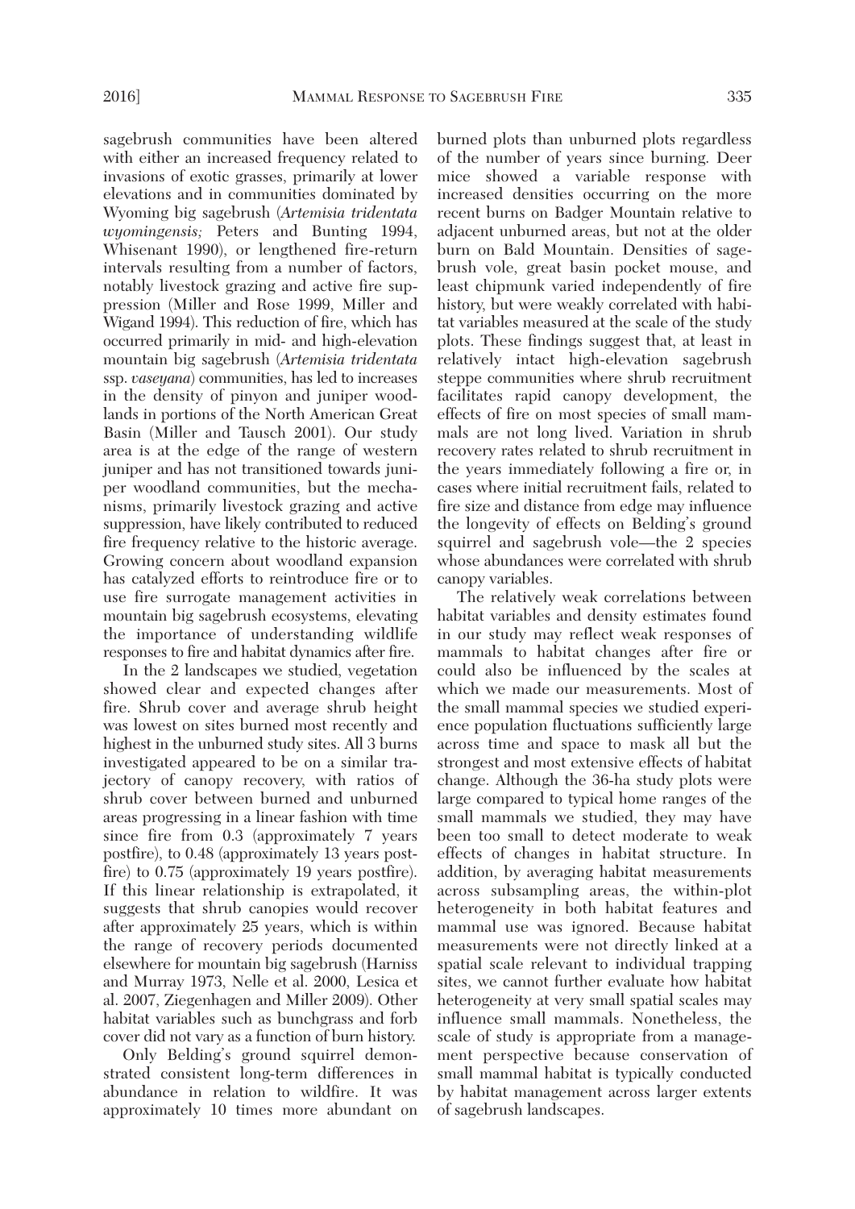sagebrush communities have been altered with either an increased frequency related to invasions of exotic grasses, primarily at lower elevations and in communities dominated by Wyoming big sagebrush (*Artemisia tridentata wyomingensis;* Peters and Bunting 1994, Whisenant 1990), or lengthened fire-return intervals resulting from a number of factors, notably livestock grazing and active fire suppression (Miller and Rose 1999, Miller and Wigand 1994). This reduction of fire, which has occurred primarily in mid- and high-elevation mountain big sagebrush (*Artemisia tridentata* ssp. *vaseyana*) communities, has led to increases in the density of pinyon and juniper woodlands in portions of the North American Great Basin (Miller and Tausch 2001). Our study area is at the edge of the range of western juniper and has not transitioned towards juniper woodland communities, but the mechanisms, primarily livestock grazing and active suppression, have likely contributed to reduced fire frequency relative to the historic average. Growing concern about woodland expansion has catalyzed efforts to reintroduce fire or to use fire surrogate management activities in mountain big sagebrush ecosystems, elevating the importance of understanding wildlife responses to fire and habitat dynamics after fire.

In the 2 landscapes we studied, vegetation showed clear and expected changes after fire. Shrub cover and average shrub height was lowest on sites burned most recently and highest in the unburned study sites. All 3 burns investigated appeared to be on a similar trajectory of canopy recovery, with ratios of shrub cover between burned and unburned areas progressing in a linear fashion with time since fire from 0.3 (approximately 7 years postfire), to 0.48 (approximately 13 years postfire) to 0.75 (approximately 19 years postfire). If this linear relationship is extrapolated, it suggests that shrub canopies would recover after approximately 25 years, which is within the range of recovery periods documented elsewhere for mountain big sagebrush (Harniss and Murray 1973, Nelle et al. 2000, Lesica et al. 2007, Ziegenhagen and Miller 2009). Other habitat variables such as bunchgrass and forb cover did not vary as a function of burn history.

Only Belding's ground squirrel demonstrated consistent long-term differences in abundance in relation to wildfire. It was approximately 10 times more abundant on burned plots than unburned plots regardless of the number of years since burning. Deer mice showed a variable response with increased densities occurring on the more recent burns on Badger Mountain relative to adjacent unburned areas, but not at the older burn on Bald Mountain. Densities of sagebrush vole, great basin pocket mouse, and least chipmunk varied independently of fire history, but were weakly correlated with habitat variables measured at the scale of the study plots. These findings suggest that, at least in relatively intact high-elevation sagebrush steppe communities where shrub recruitment facilitates rapid canopy development, the effects of fire on most species of small mammals are not long lived. Variation in shrub recovery rates related to shrub recruitment in the years immediately following a fire or, in cases where initial recruitment fails, related to fire size and distance from edge may influence the longevity of effects on Belding's ground squirrel and sagebrush vole—the 2 species whose abundances were correlated with shrub canopy variables.

The relatively weak correlations between habitat variables and density estimates found in our study may reflect weak responses of mammals to habitat changes after fire or could also be influenced by the scales at which we made our measurements. Most of the small mammal species we studied experience population fluctuations sufficiently large across time and space to mask all but the strongest and most extensive effects of habitat change. Although the 36-ha study plots were large compared to typical home ranges of the small mammals we studied, they may have been too small to detect moderate to weak effects of changes in habitat structure. In addition, by averaging habitat measurements across subsampling areas, the within-plot heterogeneity in both habitat features and mammal use was ignored. Because habitat measurements were not directly linked at a spatial scale relevant to individual trapping sites, we cannot further evaluate how habitat heterogeneity at very small spatial scales may influence small mammals. Nonetheless, the scale of study is appropriate from a management perspective because conservation of small mammal habitat is typically conducted by habitat management across larger extents of sagebrush landscapes.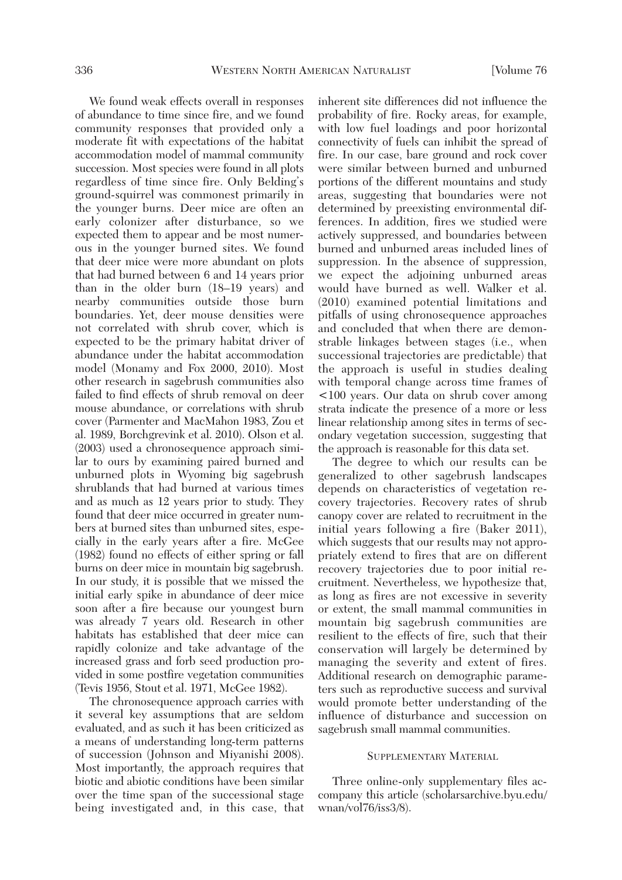We found weak effects overall in responses of abundance to time since fire, and we found community responses that provided only a moderate fit with expectations of the habitat accommodation model of mammal community succession. Most species were found in all plots regardless of time since fire. Only Belding's ground-squirrel was commonest primarily in the younger burns. Deer mice are often an early colonizer after disturbance, so we expected them to appear and be most numerous in the younger burned sites. We found that deer mice were more abundant on plots that had burned between 6 and 14 years prior than in the older burn (18–19 years) and nearby communities outside those burn boundaries. Yet, deer mouse densities were not correlated with shrub cover, which is expected to be the primary habitat driver of abundance under the habitat accommodation model (Monamy and Fox 2000, 2010). Most other research in sagebrush communities also failed to find effects of shrub removal on deer mouse abundance, or correlations with shrub cover (Parmenter and MacMahon 1983, Zou et al. 1989, Borchgrevink et al. 2010). Olson et al. (2003) used a chronosequence approach similar to ours by examining paired burned and unburned plots in Wyoming big sagebrush shrublands that had burned at various times and as much as 12 years prior to study. They found that deer mice occurred in greater numbers at burned sites than unburned sites, especially in the early years after a fire. McGee (1982) found no effects of either spring or fall burns on deer mice in mountain big sagebrush. In our study, it is possible that we missed the initial early spike in abundance of deer mice soon after a fire because our youngest burn was already 7 years old. Research in other habitats has established that deer mice can rapidly colonize and take advantage of the increased grass and forb seed production provided in some postfire vegetation communities (Tevis 1956, Stout et al. 1971, McGee 1982).

The chronosequence approach carries with it several key assumptions that are seldom evaluated, and as such it has been criticized as a means of understanding long-term patterns of succession (Johnson and Miyanishi 2008). Most importantly, the approach requires that biotic and abiotic conditions have been similar over the time span of the successional stage being investigated and, in this case, that inherent site differences did not influence the probability of fire. Rocky areas, for example, with low fuel loadings and poor horizontal connectivity of fuels can inhibit the spread of fire. In our case, bare ground and rock cover were similar between burned and unburned portions of the different mountains and study areas, suggesting that boundaries were not determined by preexisting environmental differences. In addition, fires we studied were actively suppressed, and boundaries between burned and unburned areas included lines of suppression. In the absence of suppression, we expect the adjoining unburned areas would have burned as well. Walker et al. (2010) examined potential limitations and pitfalls of using chronosequence approaches and concluded that when there are demonstrable linkages between stages (i.e., when successional trajectories are predictable) that the approach is useful in studies dealing with temporal change across time frames of <100 years. Our data on shrub cover among strata indicate the presence of a more or less linear relationship among sites in terms of secondary vegetation succession, suggesting that the approach is reasonable for this data set.

The degree to which our results can be generalized to other sagebrush landscapes depends on characteristics of vegetation recovery trajectories. Recovery rates of shrub canopy cover are related to recruitment in the initial years following a fire (Baker 2011), which suggests that our results may not appropriately extend to fires that are on different recovery trajectories due to poor initial recruitment. Nevertheless, we hypothesize that, as long as fires are not excessive in severity or extent, the small mammal communities in mountain big sagebrush communities are resilient to the effects of fire, such that their conservation will largely be determined by managing the severity and extent of fires. Additional research on demographic parameters such as reproductive success and survival would promote better understanding of the influence of disturbance and succession on sagebrush small mammal communities.

## Supplementary Material

Three online-only supplementary files accompany this article (scholarsarchive.byu.edu/wnan/vol76/iss3/8).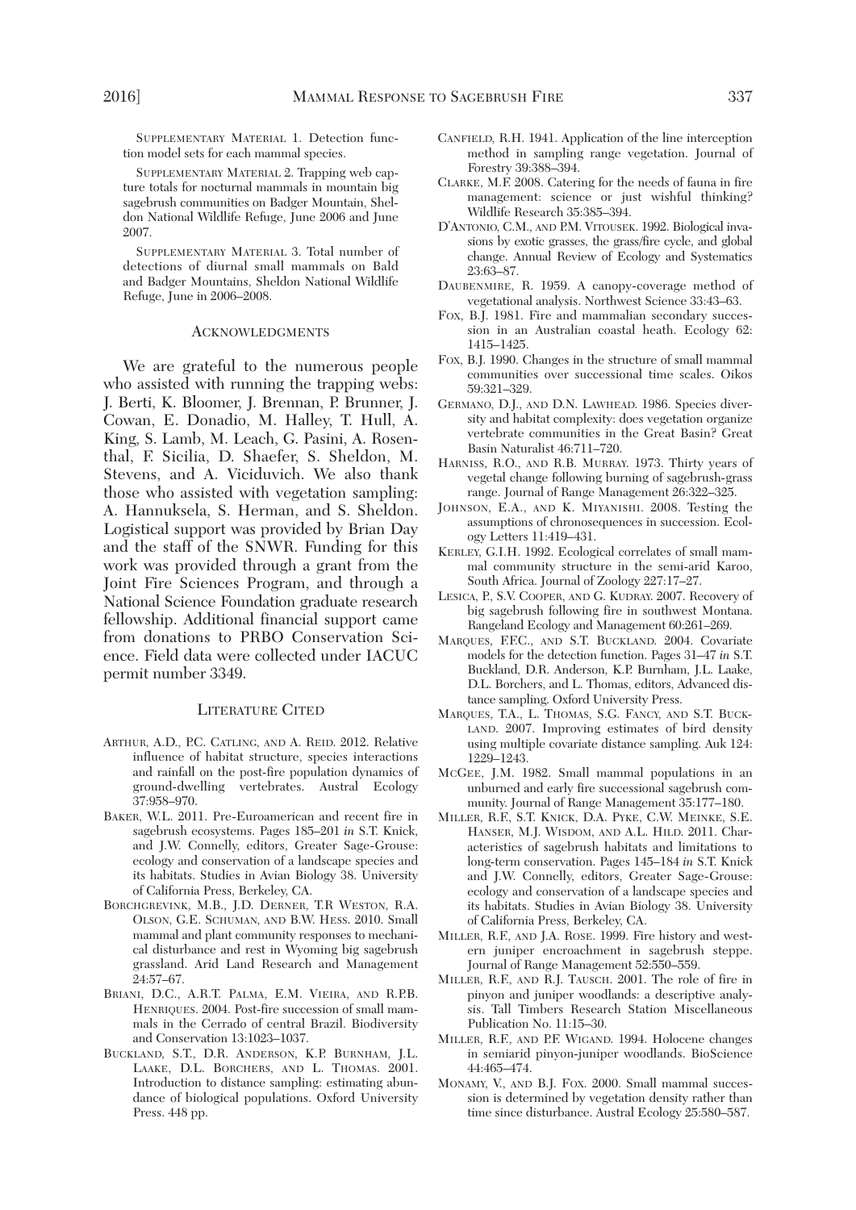SUPPLEMENTARY MATERIAL 1. Detection function model sets for each mammal species.

SUPPLEMENTARY MATERIAL 2. Trapping web capture totals for nocturnal mammals in mountain big sagebrush communities on Badger Mountain, Sheldon National Wildlife Refuge, June 2006 and June 2007.

SUPPLEMENTARY MATERIAL 3. Total number of detections of diurnal small mammals on Bald and Badger Mountains, Sheldon National Wildlife Refuge, June in 2006–2008.

## ACKNOWLEDGMENTS

We are grateful to the numerous people who assisted with running the trapping webs: J. Berti, K. Bloomer, J. Brennan, P. Brunner, J. Cowan, E. Donadio, M. Halley, T. Hull, A. King, S. Lamb, M. Leach, G. Pasini, A. Rosenthal, F. Sicilia, D. Shaefer, S. Sheldon, M. Stevens, and A. Viciduvich. We also thank those who assisted with vegetation sampling: A. Hannuksela, S. Herman, and S. Sheldon. Logistical support was provided by Brian Day and the staff of the SNWR. Funding for this work was provided through a grant from the Joint Fire Sciences Program, and through a National Science Foundation graduate research fellowship. Additional financial support came from donations to PRBO Conservation Science. Field data were collected under IACUC permit number 3349.

## LITERATURE CITED

ARTHUR, A.D., P.C. CATLING, AND A. REID. 2012. Relative influence of habitat structure, species interactions and rainfall on the post-fire population dynamics of ground-dwelling vertebrates. Austral Ecology 37:958–970.

BAKER, W.L. 2011. Pre-Euroamerican and recent fire in sagebrush ecosystems. Pages 185–201 *in* S.T. Knick, and J.W. Connelly, editors, Greater Sage-Grouse: ecology and conservation of a landscape species and its habitats. Studies in Avian Biology 38. University of California Press, Berkeley, CA.

BORCHGREVINK, M.B., J.D. DERNER, T.R WESTON, R.A. OLSON, G.E. SCHUMAN, AND B.W. HESS. 2010. Small mammal and plant community responses to mechanical disturbance and rest in Wyoming big sagebrush grassland. Arid Land Research and Management 24:57–67.

BRIANI, D.C., A.R.T. PALMA, E.M. VIEIRA, AND R.P.B. HENRIQUES. 2004. Post-fire succession of small mammals in the Cerrado of central Brazil. Biodiversity and Conservation 13:1023–1037.

BUCKLAND, S.T., D.R. ANDERSON, K.P. BURNHAM, J.L. LAAKE, D.L. BORCHERS, AND L. THOMAS. 2001. Introduction to distance sampling: estimating abundance of biological populations. Oxford University Press. 448 pp.

CANFIELD, R.H. 1941. Application of the line interception method in sampling range vegetation. Journal of Forestry 39:388–394.

CLARKE, M.F. 2008. Catering for the needs of fauna in fire management: science or just wishful thinking? Wildlife Research 35:385–394.

D'ANTONIO, C.M., AND P.M. VITOUSEK. 1992. Biological invasions by exotic grasses, the grass/fire cycle, and global change. Annual Review of Ecology and Systematics 23:63–87.

DAUBENMIRE, R. 1959. A canopy-coverage method of vegetational analysis. Northwest Science 33:43–63.

FOX, B.J. 1981. Fire and mammalian secondary succession in an Australian coastal heath. Ecology 62: 1415–1425.

FOX, B.J. 1990. Changes in the structure of small mammal communities over successional time scales. Oikos 59:321–329.

GERMANO, D.J., AND D.N. LAWHEAD. 1986. Species diversity and habitat complexity: does vegetation organize vertebrate communities in the Great Basin? Great Basin Naturalist 46:711–720.

HARNISS, R.O., AND R.B. MURRAY. 1973. Thirty years of vegetal change following burning of sagebrush-grass range. Journal of Range Management 26:322–325.

JOHNSON, E.A., AND K. MIYANISHI. 2008. Testing the assumptions of chronosequences in succession. Ecology Letters 11:419–431.

KERLEY, G.I.H. 1992. Ecological correlates of small mammal community structure in the semi-arid Karoo, South Africa. Journal of Zoology 227:17–27.

LESICA, P., S.V. COOPER, AND G. KUDRAY. 2007. Recovery of big sagebrush following fire in southwest Montana. Rangeland Ecology and Management 60:261–269.

MARQUES, F.F.C., AND S.T. BUCKLAND. 2004. Covariate models for the detection function. Pages 31–47 *in* S.T. Buckland, D.R. Anderson, K.P. Burnham, J.L. Laake, D.L. Borchers, and L. Thomas, editors, Advanced distance sampling. Oxford University Press.

MARQUES, T.A., L. THOMAS, S.G. FANCY, AND S.T. BUCKLAND. 2007. Improving estimates of bird density using multiple covariate distance sampling. Auk 124: 1229–1243.

MCGEE, J.M. 1982. Small mammal populations in an unburned and early fire successional sagebrush community. Journal of Range Management 35:177–180.

MILLER, R.F., S.T. KNICK, D.A. PYKE, C.W. MEINKE, S.E. HANSER, M.J. WISDOM, AND A.L. HILD. 2011. Characteristics of sagebrush habitats and limitations to long-term conservation. Pages 145–184 *in* S.T. Knick and J.W. Connelly, editors, Greater Sage-Grouse: ecology and conservation of a landscape species and its habitats. Studies in Avian Biology 38. University of California Press, Berkeley, CA.

MILLER, R.F., AND J.A. ROSE. 1999. Fire history and western juniper encroachment in sagebrush steppe. Journal of Range Management 52:550–559.

MILLER, R.F., AND R.J. TAUSCH. 2001. The role of fire in pinyon and juniper woodlands: a descriptive analysis. Tall Timbers Research Station Miscellaneous Publication No. 11:15–30.

MILLER, R.F., AND P.E. WIGAND. 1994. Holocene changes in semiarid pinyon-juniper woodlands. BioScience 44:465–474.

MONAMY, V., AND B.J. FOX. 2000. Small mammal succession is determined by vegetation density rather than time since disturbance. Austral Ecology 25:580–587.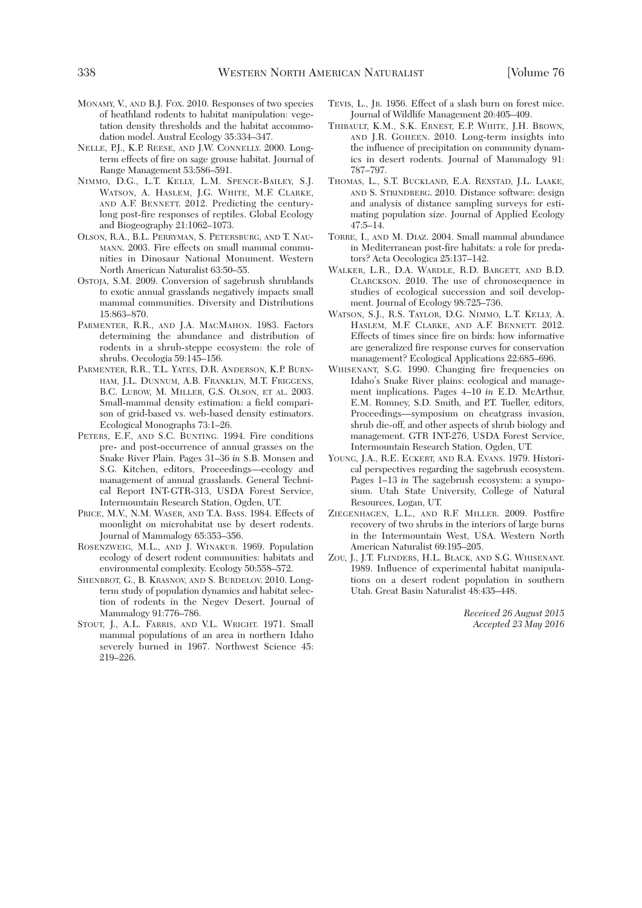Monamy, V., and B.J. Fox. 2010. Responses of two species of heathland rodents to habitat manipulation: vegetation density thresholds and the habitat accommodation model. Austral Ecology 35:334–347.

Nelle, P.J., K.P. Reese, and J.W. Connelly. 2000. Long-term effects of fire on sage grouse habitat. Journal of Range Management 53:586–591.

Nimmo, D.G., L.T. Kelly, L.M. Spence-Bailey, S.J. Watson, A. Haslem, J.G. White, M.F. Clarke, and A.F. Bennett. 2012. Predicting the century-long post-fire responses of reptiles. Global Ecology and Biogeography 21:1062–1073.

Olson, R.A., B.L. Perryman, S. Petersburg, and T. Naumann. 2003. Fire effects on small mammal communities in Dinosaur National Monument. Western North American Naturalist 63:50–55.

Ostoja, S.M. 2009. Conversion of sagebrush shrublands to exotic annual grasslands negatively impacts small mammal communities. Diversity and Distributions 15:863–870.

Parmenter, R.R., and J.A. MacMahon. 1983. Factors determining the abundance and distribution of rodents in a shrub-steppe ecosystem: the role of shrubs. Oecologia 59:145–156.

Parmenter, R.R., T.L. Yates, D.R. Anderson, K.P. Burnham, J.L. Dunnum, A.B. Franklin, M.T. Friggens, B.C. Lubow, M. Miller, G.S. Olson, et al. 2003. Small-mammal density estimation: a field comparison of grid-based vs. web-based density estimators. Ecological Monographs 73:1–26.

Peters, E.F., and S.C. Bunting. 1994. Fire conditions pre- and post-occurrence of annual grasses on the Snake River Plain. Pages 31–36 *in* S.B. Monsen and S.G. Kitchen, editors, Proceedings—ecology and management of annual grasslands. General Technical Report INT-GTR-313, USDA Forest Service, Intermountain Research Station, Ogden, UT.

Price, M.V., N.M. Waser, and T.A. Bass. 1984. Effects of moonlight on microhabitat use by desert rodents. Journal of Mammalogy 65:353–356.

Rosenzweig, M.L., and J. Winakur. 1969. Population ecology of desert rodent communities: habitats and environmental complexity. Ecology 50:558–572.

Shenbrot, G., B. Krasnov, and S. Burdelov. 2010. Long-term study of population dynamics and habitat selection of rodents in the Negev Desert. Journal of Mammalogy 91:776–786.

Stout, J., A.L. Farris, and V.L. Wright. 1971. Small mammal populations of an area in northern Idaho severely burned in 1967. Northwest Science 45: 219–226.

Tevis, L., Jr. 1956. Effect of a slash burn on forest mice. Journal of Wildlife Management 20:405–409.

Thibault, K.M., S.K. Ernest, E.P. White, J.H. Brown, and J.R. Goheen. 2010. Long-term insights into the influence of precipitation on community dynamics in desert rodents. Journal of Mammalogy 91: 787–797.

Thomas, L., S.T. Buckland, E.A. Rexstad, J.L. Laake, and S. Strindberg. 2010. Distance software: design and analysis of distance sampling surveys for estimating population size. Journal of Applied Ecology 47:5–14.

Torre, I., and M. Diaz. 2004. Small mammal abundance in Mediterranean post-fire habitats: a role for predators? Acta Oecologica 25:137–142.

Walker, L.R., D.A. Wardle, R.D. Bargett, and B.D. Clarckson. 2010. The use of chronosequence in studies of ecological succession and soil development. Journal of Ecology 98:725–736.

Watson, S.J., R.S. Taylor, D.G. Nimmo, L.T. Kelly, A. Haslem, M.F. Clarke, and A.F. Bennett. 2012. Effects of times since fire on birds: how informative are generalized fire response curves for conservation management? Ecological Applications 22:685–696.

Whisenant, S.G. 1990. Changing fire frequencies on Idaho's Snake River plains: ecological and management implications. Pages 4–10 *in* E.D. McArthur, E.M. Romney, S.D. Smith, and P.T. Tueller, editors, Proceedings—symposium on cheatgrass invasion, shrub die-off, and other aspects of shrub biology and management. GTR INT-276, USDA Forest Service, Intermountain Research Station, Ogden, UT.

Young, J.A., R.E. Eckert, and R.A. Evans. 1979. Historical perspectives regarding the sagebrush ecosystem. Pages 1–13 *in* The sagebrush ecosystem: a symposium. Utah State University, College of Natural Resources, Logan, UT.

Ziegenhagen, L.L., and R.F. Miller. 2009. Postfire recovery of two shrubs in the interiors of large burns in the Intermountain West, USA. Western North American Naturalist 69:195–205.

Zou, J., J.T. Flinders, H.L. Black, and S.G. Whisenant. 1989. Influence of experimental habitat manipulations on a desert rodent population in southern Utah. Great Basin Naturalist 48:435–448.

*Received 26 August 2015*
*Accepted 23 May 2016*